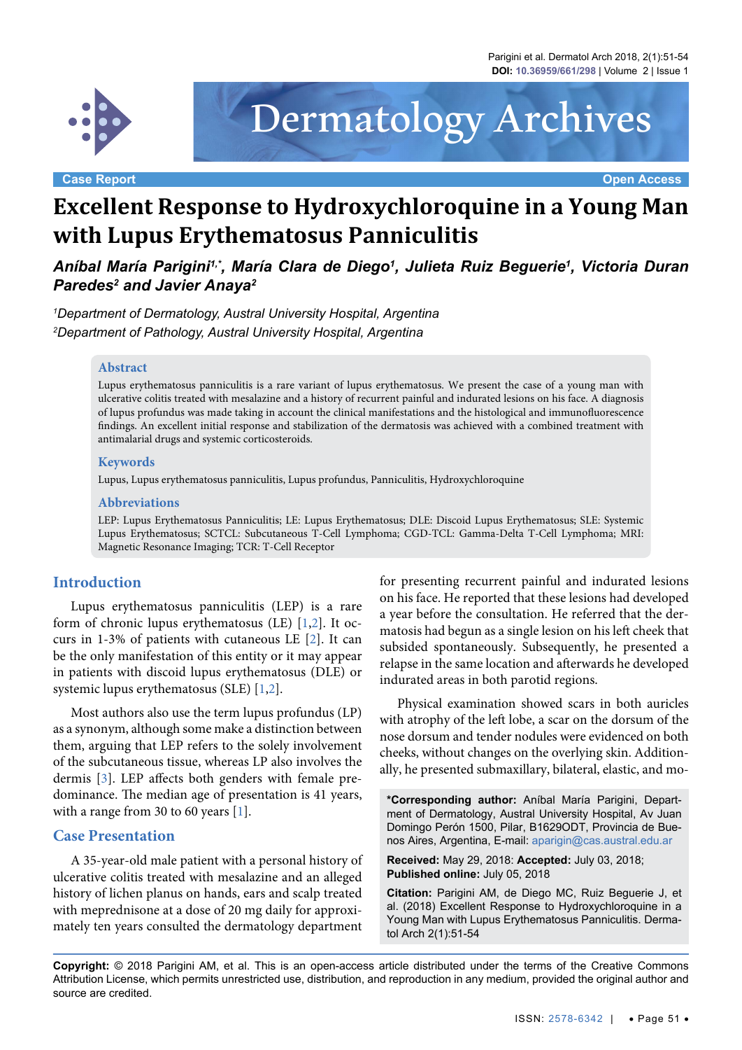Case Report | Open Access

# Excellent Response to Hydroxychloroquine in a Young Man with Lupus Erythematosus Panniculitis

***Aníbal María Parigini[1,*], María Clara de Diego[1], Julieta Ruiz Beguerie[1], Victoria Duran Paredes[2] and Javier Anaya[2]***

*[1]Department of Dermatology, Austral University Hospital, Argentina*

*[2]Department of Pathology, Austral University Hospital, Argentina*

## Abstract

Lupus erythematosus panniculitis is a rare variant of lupus erythematosus. We present the case of a young man with ulcerative colitis treated with mesalazine and a history of recurrent painful and indurated lesions on his face. A diagnosis of lupus profundus was made taking in account the clinical manifestations and the histological and immunofluorescence findings. An excellent initial response and stabilization of the dermatosis was achieved with a combined treatment with antimalarial drugs and systemic corticosteroids.

## Keywords

Lupus, Lupus erythematosus panniculitis, Lupus profundus, Panniculitis, Hydroxychloroquine

## Abbreviations

LEP: Lupus Erythematosus Panniculitis; LE: Lupus Erythematosus; DLE: Discoid Lupus Erythematosus; SLE: Systemic Lupus Erythematosus; SCTCL: Subcutaneous T-Cell Lymphoma; CGD-TCL: Gamma-Delta T-Cell Lymphoma; MRI: Magnetic Resonance Imaging; TCR: T-Cell Receptor

## Introduction

Lupus erythematosus panniculitis (LEP) is a rare form of chronic lupus erythematosus (LE) [1,2]. It occurs in 1-3% of patients with cutaneous LE [2]. It can be the only manifestation of this entity or it may appear in patients with discoid lupus erythematosus (DLE) or systemic lupus erythematosus (SLE) [1,2].

Most authors also use the term lupus profundus (LP) as a synonym, although some make a distinction between them, arguing that LEP refers to the solely involvement of the subcutaneous tissue, whereas LP also involves the dermis [3]. LEP affects both genders with female predominance. The median age of presentation is 41 years, with a range from 30 to 60 years [1].

## Case Presentation

A 35-year-old male patient with a personal history of ulcerative colitis treated with mesalazine and an alleged history of lichen planus on hands, ears and scalp treated with meprednisone at a dose of 20 mg daily for approximately ten years consulted the dermatology department for presenting recurrent painful and indurated lesions on his face. He reported that these lesions had developed a year before the consultation. He referred that the dermatosis had begun as a single lesion on his left cheek that subsided spontaneously. Subsequently, he presented a relapse in the same location and afterwards he developed indurated areas in both parotid regions.

Physical examination showed scars in both auricles with atrophy of the left lobe, a scar on the dorsum of the nose dorsum and tender nodules were evidenced on both cheeks, without changes on the overlying skin. Additionally, he presented submaxillary, bilateral, elastic, and mo-

**\*Corresponding author:** Aníbal María Parigini, Department of Dermatology, Austral University Hospital, Av Juan Domingo Perón 1500, Pilar, B1629ODT, Provincia de Buenos Aires, Argentina, E-mail: aparigin@cas.austral.edu.ar

**Received:** May 29, 2018: **Accepted:** July 03, 2018; **Published online:** July 05, 2018

**Citation:** Parigini AM, de Diego MC, Ruiz Beguerie J, et al. (2018) Excellent Response to Hydroxychloroquine in a Young Man with Lupus Erythematosus Panniculitis. Dermatol Arch 2(1):51-54

**Copyright:** © 2018 Parigini AM, et al. This is an open-access article distributed under the terms of the Creative Commons Attribution License, which permits unrestricted use, distribution, and reproduction in any medium, provided the original author and source are credited.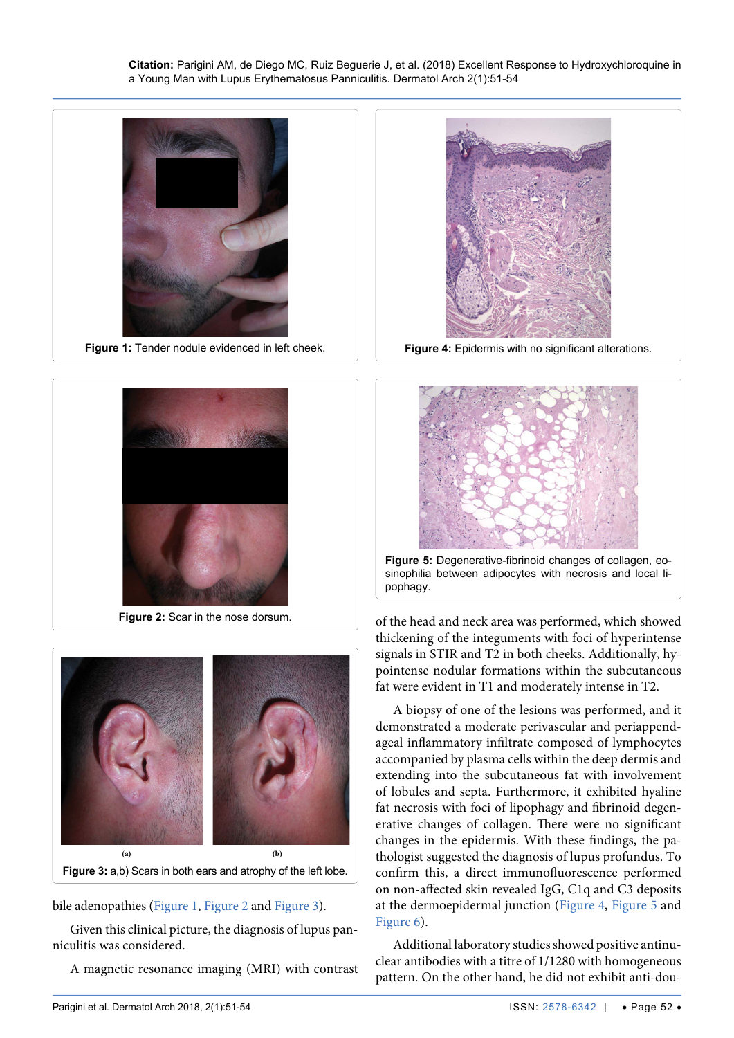Figure 1: Tender nodule evidenced in left cheek.

Figure 2: Scar in the nose dorsum.

(a) (b)

Figure 3: a,b) Scars in both ears and atrophy of the left lobe.

bile adenopathies (Figure 1, Figure 2 and Figure 3).

Given this clinical picture, the diagnosis of lupus panniculitis was considered.

A magnetic resonance imaging (MRI) with contrast

Figure 4: Epidermis with no significant alterations.

Figure 5: Degenerative-fibrinoid changes of collagen, eosinophilia between adipocytes with necrosis and local lipophagy.

of the head and neck area was performed, which showed thickening of the integuments with foci of hyperintense signals in STIR and T2 in both cheeks. Additionally, hypointense nodular formations within the subcutaneous fat were evident in T1 and moderately intense in T2.

A biopsy of one of the lesions was performed, and it demonstrated a moderate perivascular and periappendageal inflammatory infiltrate composed of lymphocytes accompanied by plasma cells within the deep dermis and extending into the subcutaneous fat with involvement of lobules and septa. Furthermore, it exhibited hyaline fat necrosis with foci of lipophagy and fibrinoid degenerative changes of collagen. There were no significant changes in the epidermis. With these findings, the pathologist suggested the diagnosis of lupus profundus. To confirm this, a direct immunofluorescence performed on non-affected skin revealed IgG, C1q and C3 deposits at the dermoepidermal junction (Figure 4, Figure 5 and Figure 6).

Additional laboratory studies showed positive antinuclear antibodies with a titre of 1/1280 with homogeneous pattern. On the other hand, he did not exhibit anti-dou-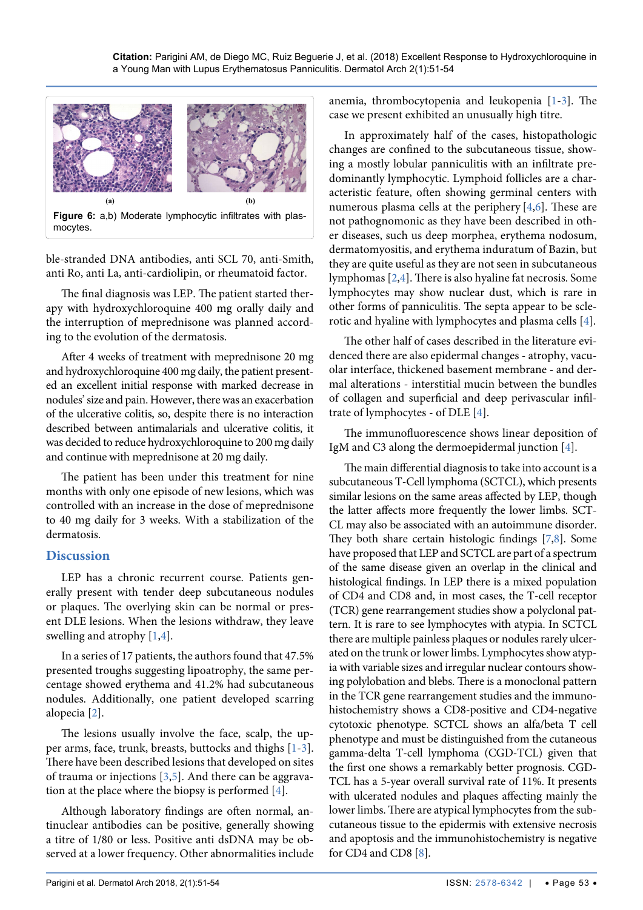**(a)** **(b)**

**Figure 6:** a,b) Moderate lymphocytic infiltrates with plasmocytes.

ble-stranded DNA antibodies, anti SCL 70, anti-Smith, anti Ro, anti La, anti-cardiolipin, or rheumatoid factor.

The final diagnosis was LEP. The patient started therapy with hydroxychloroquine 400 mg orally daily and the interruption of meprednisone was planned according to the evolution of the dermatosis.

After 4 weeks of treatment with meprednisone 20 mg and hydroxychloroquine 400 mg daily, the patient presented an excellent initial response with marked decrease in nodules' size and pain. However, there was an exacerbation of the ulcerative colitis, so, despite there is no interaction described between antimalarials and ulcerative colitis, it was decided to reduce hydroxychloroquine to 200 mg daily and continue with meprednisone at 20 mg daily.

The patient has been under this treatment for nine months with only one episode of new lesions, which was controlled with an increase in the dose of meprednisone to 40 mg daily for 3 weeks. With a stabilization of the dermatosis.

## Discussion

LEP has a chronic recurrent course. Patients generally present with tender deep subcutaneous nodules or plaques. The overlying skin can be normal or present DLE lesions. When the lesions withdraw, they leave swelling and atrophy [1,4].

In a series of 17 patients, the authors found that 47.5% presented troughs suggesting lipoatrophy, the same percentage showed erythema and 41.2% had subcutaneous nodules. Additionally, one patient developed scarring alopecia [2].

The lesions usually involve the face, scalp, the upper arms, face, trunk, breasts, buttocks and thighs [1-3]. There have been described lesions that developed on sites of trauma or injections [3,5]. And there can be aggravation at the place where the biopsy is performed [4].

Although laboratory findings are often normal, antinuclear antibodies can be positive, generally showing a titre of 1/80 or less. Positive anti dsDNA may be observed at a lower frequency. Other abnormalities include anemia, thrombocytopenia and leukopenia [1-3]. The case we present exhibited an unusually high titre.

In approximately half of the cases, histopathologic changes are confined to the subcutaneous tissue, showing a mostly lobular panniculitis with an infiltrate predominantly lymphocytic. Lymphoid follicles are a characteristic feature, often showing germinal centers with numerous plasma cells at the periphery [4,6]. These are not pathognomonic as they have been described in other diseases, such us deep morphea, erythema nodosum, dermatomyositis, and erythema induratum of Bazin, but they are quite useful as they are not seen in subcutaneous lymphomas [2,4]. There is also hyaline fat necrosis. Some lymphocytes may show nuclear dust, which is rare in other forms of panniculitis. The septa appear to be sclerotic and hyaline with lymphocytes and plasma cells [4].

The other half of cases described in the literature evidenced there are also epidermal changes - atrophy, vacuolar interface, thickened basement membrane - and dermal alterations - interstitial mucin between the bundles of collagen and superficial and deep perivascular infiltrate of lymphocytes - of DLE [4].

The immunofluorescence shows linear deposition of IgM and C3 along the dermoepidermal junction [4].

The main differential diagnosis to take into account is a subcutaneous T-Cell lymphoma (SCTCL), which presents similar lesions on the same areas affected by LEP, though the latter affects more frequently the lower limbs. SCTCL may also be associated with an autoimmune disorder. They both share certain histologic findings [7,8]. Some have proposed that LEP and SCTCL are part of a spectrum of the same disease given an overlap in the clinical and histological findings. In LEP there is a mixed population of CD4 and CD8 and, in most cases, the T-cell receptor (TCR) gene rearrangement studies show a polyclonal pattern. It is rare to see lymphocytes with atypia. In SCTCL there are multiple painless plaques or nodules rarely ulcerated on the trunk or lower limbs. Lymphocytes show atypia with variable sizes and irregular nuclear contours showing polylobation and blebs. There is a monoclonal pattern in the TCR gene rearrangement studies and the immunohistochemistry shows a CD8-positive and CD4-negative cytotoxic phenotype. SCTCL shows an alfa/beta T cell phenotype and must be distinguished from the cutaneous gamma-delta T-cell lymphoma (CGD-TCL) given that the first one shows a remarkably better prognosis. CGD-TCL has a 5-year overall survival rate of 11%. It presents with ulcerated nodules and plaques affecting mainly the lower limbs. There are atypical lymphocytes from the subcutaneous tissue to the epidermis with extensive necrosis and apoptosis and the immunohistochemistry is negative for CD4 and CD8 [8].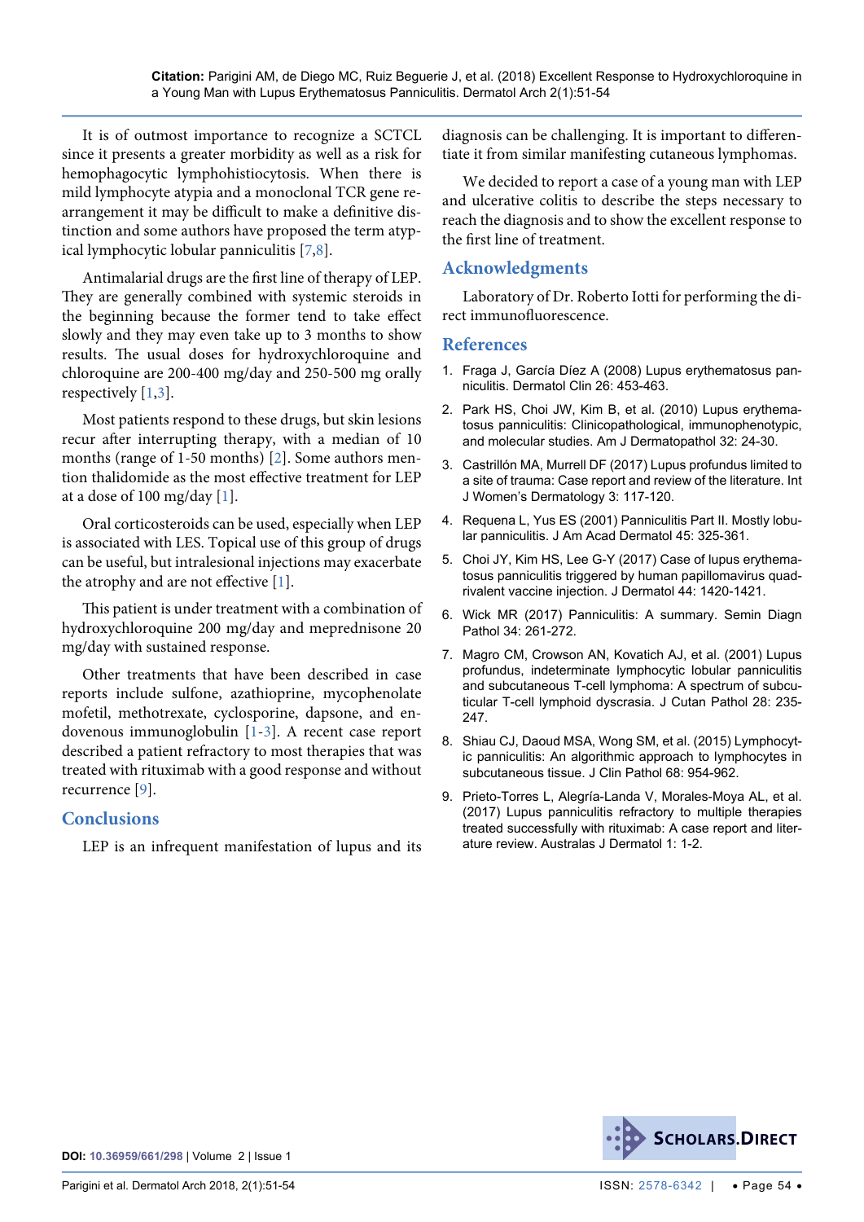It is of outmost importance to recognize a SCTCL since it presents a greater morbidity as well as a risk for hemophagocytic lymphohistiocytosis. When there is mild lymphocyte atypia and a monoclonal TCR gene rearrangement it may be difficult to make a definitive distinction and some authors have proposed the term atypical lymphocytic lobular panniculitis [7,8].

Antimalarial drugs are the first line of therapy of LEP. They are generally combined with systemic steroids in the beginning because the former tend to take effect slowly and they may even take up to 3 months to show results. The usual doses for hydroxychloroquine and chloroquine are 200-400 mg/day and 250-500 mg orally respectively [1,3].

Most patients respond to these drugs, but skin lesions recur after interrupting therapy, with a median of 10 months (range of 1-50 months) [2]. Some authors mention thalidomide as the most effective treatment for LEP at a dose of 100 mg/day [1].

Oral corticosteroids can be used, especially when LEP is associated with LES. Topical use of this group of drugs can be useful, but intralesional injections may exacerbate the atrophy and are not effective [1].

This patient is under treatment with a combination of hydroxychloroquine 200 mg/day and meprednisone 20 mg/day with sustained response.

Other treatments that have been described in case reports include sulfone, azathioprine, mycophenolate mofetil, methotrexate, cyclosporine, dapsone, and endovenous immunoglobulin [1-3]. A recent case report described a patient refractory to most therapies that was treated with rituximab with a good response and without recurrence [9].

## Conclusions

LEP is an infrequent manifestation of lupus and its diagnosis can be challenging. It is important to differentiate it from similar manifesting cutaneous lymphomas.

We decided to report a case of a young man with LEP and ulcerative colitis to describe the steps necessary to reach the diagnosis and to show the excellent response to the first line of treatment.

## Acknowledgments

Laboratory of Dr. Roberto Iotti for performing the direct immunofluorescence.

## References

1. Fraga J, García Díez A (2008) Lupus erythematosus panniculitis. Dermatol Clin 26: 453-463.
2. Park HS, Choi JW, Kim B, et al. (2010) Lupus erythematosus panniculitis: Clinicopathological, immunophenotypic, and molecular studies. Am J Dermatopathol 32: 24-30.
3. Castrillón MA, Murrell DF (2017) Lupus profundus limited to a site of trauma: Case report and review of the literature. Int J Women's Dermatology 3: 117-120.
4. Requena L, Yus ES (2001) Panniculitis Part II. Mostly lobular panniculitis. J Am Acad Dermatol 45: 325-361.
5. Choi JY, Kim HS, Lee G-Y (2017) Case of lupus erythematosus panniculitis triggered by human papillomavirus quadrivalent vaccine injection. J Dermatol 44: 1420-1421.
6. Wick MR (2017) Panniculitis: A summary. Semin Diagn Pathol 34: 261-272.
7. Magro CM, Crowson AN, Kovatich AJ, et al. (2001) Lupus profundus, indeterminate lymphocytic lobular panniculitis and subcutaneous T-cell lymphoma: A spectrum of subcuticular T-cell lymphoid dyscrasia. J Cutan Pathol 28: 235-247.
8. Shiau CJ, Daoud MSA, Wong SM, et al. (2015) Lymphocytic panniculitis: An algorithmic approach to lymphocytes in subcutaneous tissue. J Clin Pathol 68: 954-962.
9. Prieto-Torres L, Alegría-Landa V, Morales-Moya AL, et al. (2017) Lupus panniculitis refractory to multiple therapies treated successfully with rituximab: A case report and literature review. Australas J Dermatol 1: 1-2.